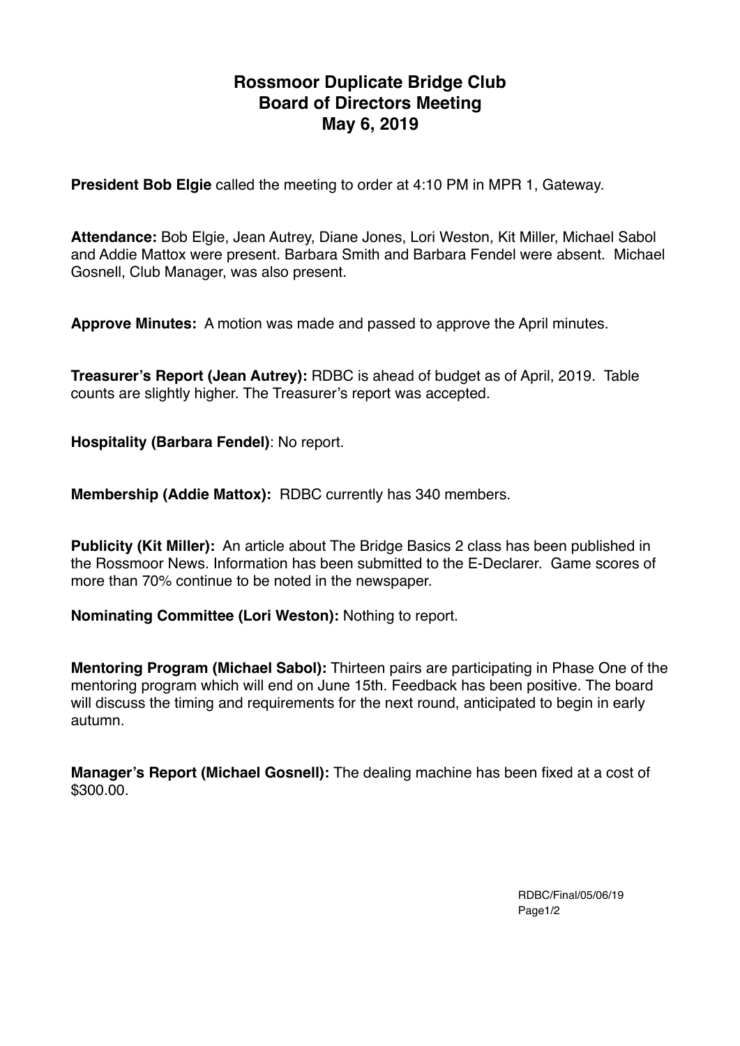# Rossmoor Duplicate Bridge Club
# Board of Directors Meeting
# May 6, 2019

**President Bob Elgie** called the meeting to order at 4:10 PM in MPR 1, Gateway.

**Attendance:** Bob Elgie, Jean Autrey, Diane Jones, Lori Weston, Kit Miller, Michael Sabol and Addie Mattox were present. Barbara Smith and Barbara Fendel were absent. Michael Gosnell, Club Manager, was also present.

**Approve Minutes:** A motion was made and passed to approve the April minutes.

**Treasurer's Report (Jean Autrey):** RDBC is ahead of budget as of April, 2019. Table counts are slightly higher. The Treasurer's report was accepted.

**Hospitality (Barbara Fendel)**: No report.

**Membership (Addie Mattox):** RDBC currently has 340 members.

**Publicity (Kit Miller):** An article about The Bridge Basics 2 class has been published in the Rossmoor News. Information has been submitted to the E-Declarer. Game scores of more than 70% continue to be noted in the newspaper.

**Nominating Committee (Lori Weston):** Nothing to report.

**Mentoring Program (Michael Sabol):** Thirteen pairs are participating in Phase One of the mentoring program which will end on June 15th. Feedback has been positive. The board will discuss the timing and requirements for the next round, anticipated to begin in early autumn.

**Manager's Report (Michael Gosnell):** The dealing machine has been fixed at a cost of $300.00.

RDBC/Final/05/06/19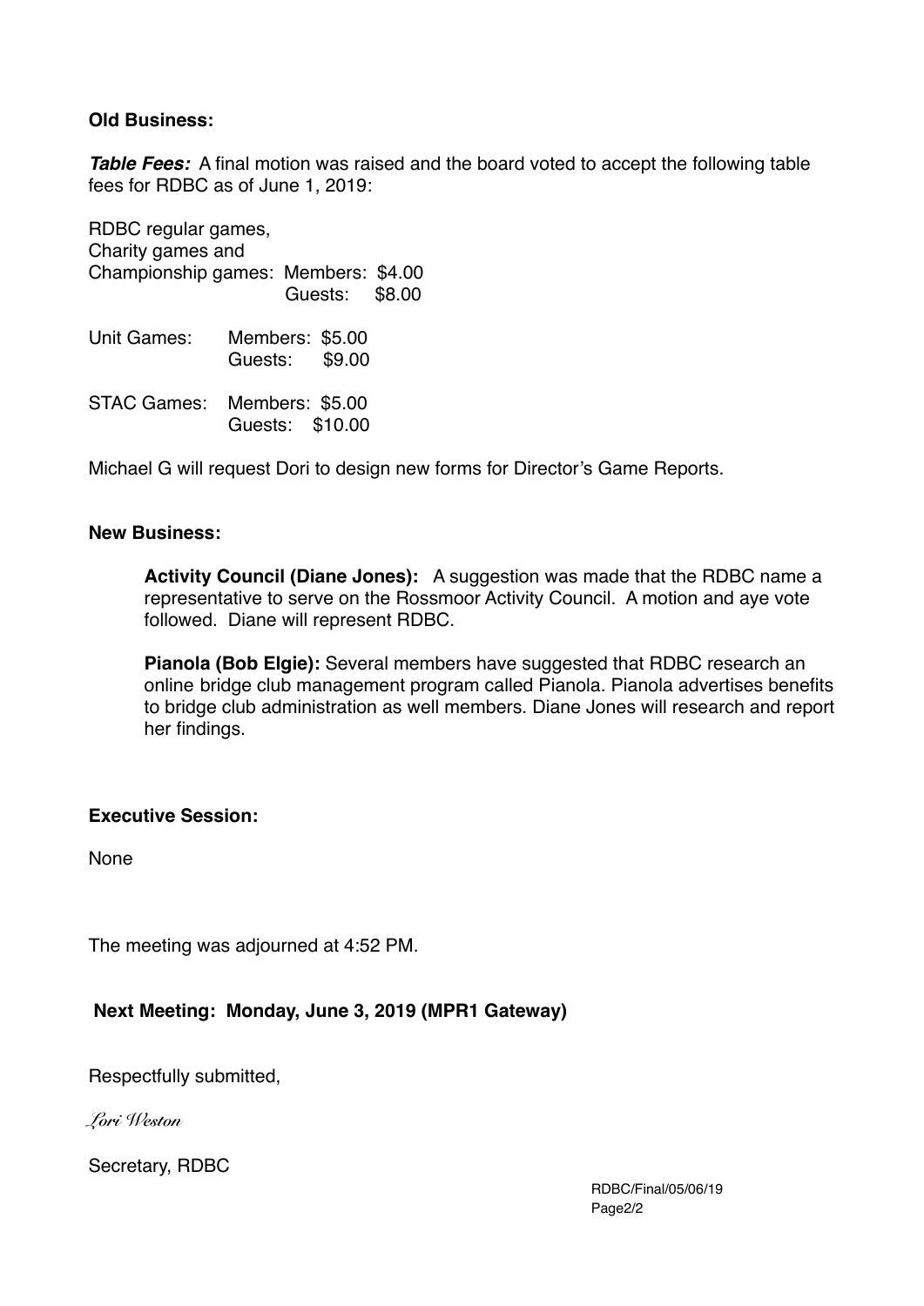**Old Business:**

***Table Fees:*** A final motion was raised and the board voted to accept the following table fees for RDBC as of June 1, 2019:

| | | |
|---|---|---|
| RDBC regular games, Charity games and Championship games: | Members: | $4.00 |
| | Guests: | $8.00 |
| Unit Games: | Members: | $5.00 |
| | Guests: | $9.00 |
| STAC Games: | Members: | $5.00 |
| | Guests: | $10.00 |

Michael G will request Dori to design new forms for Director's Game Reports.

**New Business:**

**Activity Council (Diane Jones):** A suggestion was made that the RDBC name a representative to serve on the Rossmoor Activity Council. A motion and aye vote followed. Diane will represent RDBC.

**Pianola (Bob Elgie):** Several members have suggested that RDBC research an online bridge club management program called Pianola. Pianola advertises benefits to bridge club administration as well members. Diane Jones will research and report her findings.

**Executive Session:**

None

The meeting was adjourned at 4:52 PM.

**Next Meeting: Monday, June 3, 2019 (MPR1 Gateway)**

Respectfully submitted,

*Lori Weston*

Secretary, RDBC

RDBC/Final/05/06/19